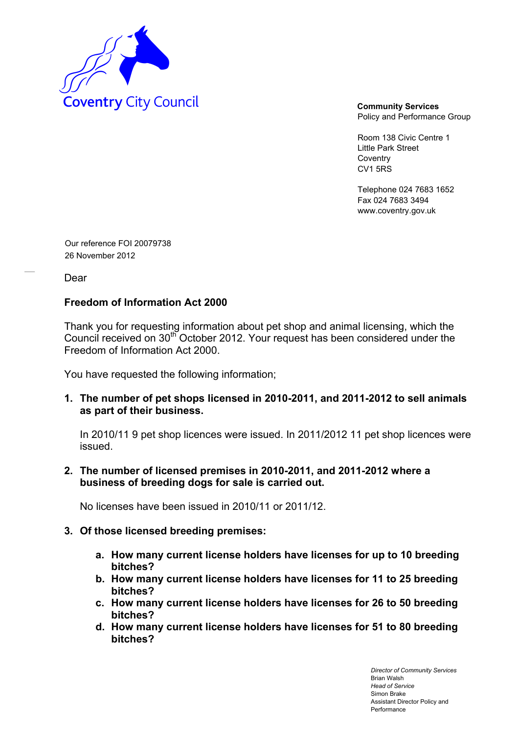Coventry City Council

**Community Services**
Policy and Performance Group

Room 138 Civic Centre 1
Little Park Street
Coventry
CV1 5RS

Telephone 024 7683 1652
Fax 024 7683 3494
www.coventry.gov.uk

Our reference FOI 20079738
26 November 2012

Dear

**Freedom of Information Act 2000**

Thank you for requesting information about pet shop and animal licensing, which the Council received on 30th October 2012. Your request has been considered under the Freedom of Information Act 2000.

You have requested the following information;

1. **The number of pet shops licensed in 2010-2011, and 2011-2012 to sell animals as part of their business.**

   In 2010/11 9 pet shop licences were issued. In 2011/2012 11 pet shop licences were issued.

2. **The number of licensed premises in 2010-2011, and 2011-2012 where a business of breeding dogs for sale is carried out.**

   No licenses have been issued in 2010/11 or 2011/12.

3. **Of those licensed breeding premises:**

   a. **How many current license holders have licenses for up to 10 breeding bitches?**
   b. **How many current license holders have licenses for 11 to 25 breeding bitches?**
   c. **How many current license holders have licenses for 26 to 50 breeding bitches?**
   d. **How many current license holders have licenses for 51 to 80 breeding bitches?**

*Director of Community Services*
Brian Walsh
*Head of Service*
Simon Brake
Assistant Director Policy and Performance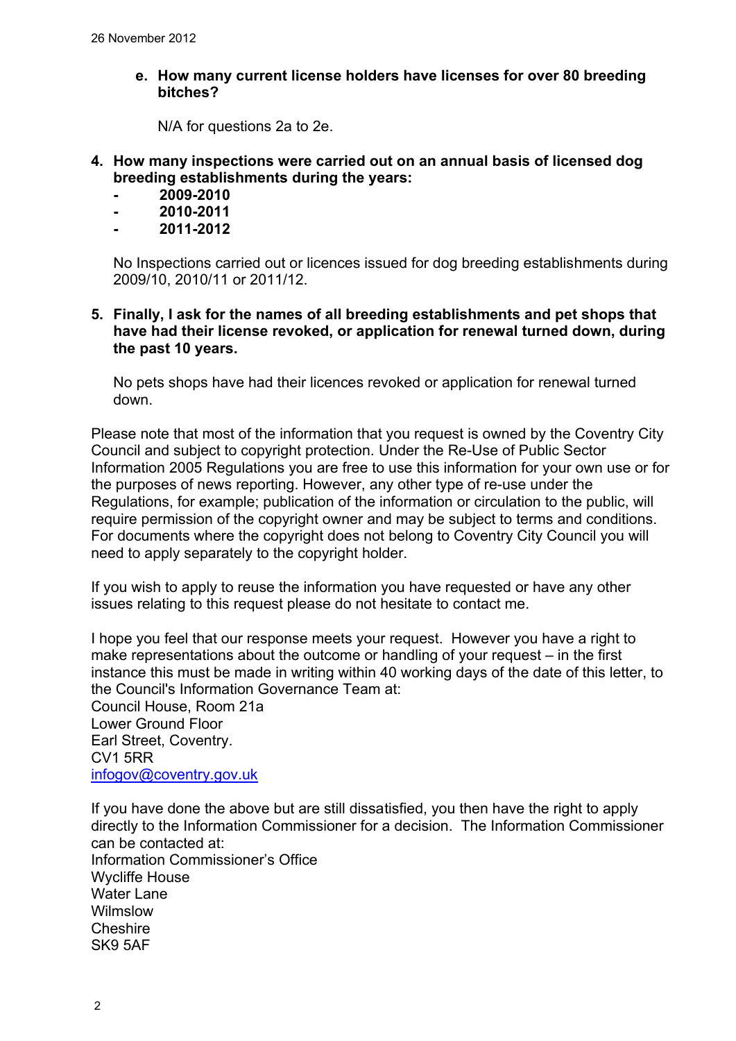e. **How many current license holders have licenses for over 80 breeding bitches?**

   N/A for questions 2a to 2e.

4. **How many inspections were carried out on an annual basis of licensed dog breeding establishments during the years:**
   - **2009-2010**
   - **2010-2011**
   - **2011-2012**

   No Inspections carried out or licences issued for dog breeding establishments during 2009/10, 2010/11 or 2011/12.

5. **Finally, I ask for the names of all breeding establishments and pet shops that have had their license revoked, or application for renewal turned down, during the past 10 years.**

   No pets shops have had their licences revoked or application for renewal turned down.

Please note that most of the information that you request is owned by the Coventry City Council and subject to copyright protection. Under the Re-Use of Public Sector Information 2005 Regulations you are free to use this information for your own use or for the purposes of news reporting. However, any other type of re-use under the Regulations, for example; publication of the information or circulation to the public, will require permission of the copyright owner and may be subject to terms and conditions. For documents where the copyright does not belong to Coventry City Council you will need to apply separately to the copyright holder.

If you wish to apply to reuse the information you have requested or have any other issues relating to this request please do not hesitate to contact me.

I hope you feel that our response meets your request. However you have a right to make representations about the outcome or handling of your request – in the first instance this must be made in writing within 40 working days of the date of this letter, to the Council's Information Governance Team at:
Council House, Room 21a
Lower Ground Floor
Earl Street, Coventry.
CV1 5RR
infogov@coventry.gov.uk

If you have done the above but are still dissatisfied, you then have the right to apply directly to the Information Commissioner for a decision. The Information Commissioner can be contacted at:
Information Commissioner's Office
Wycliffe House
Water Lane
Wilmslow
Cheshire
SK9 5AF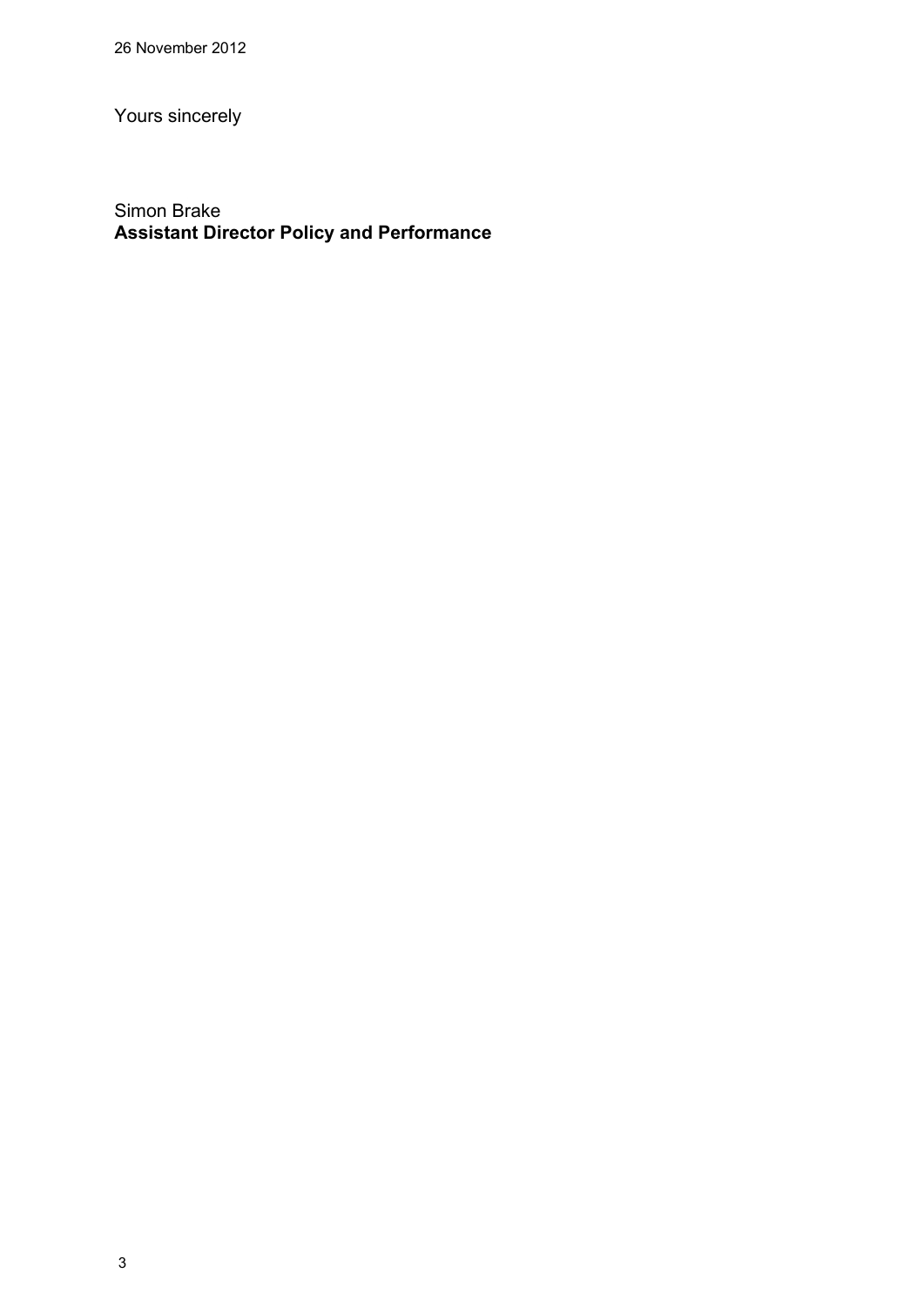26 November 2012

Yours sincerely

Simon Brake
**Assistant Director Policy and Performance**